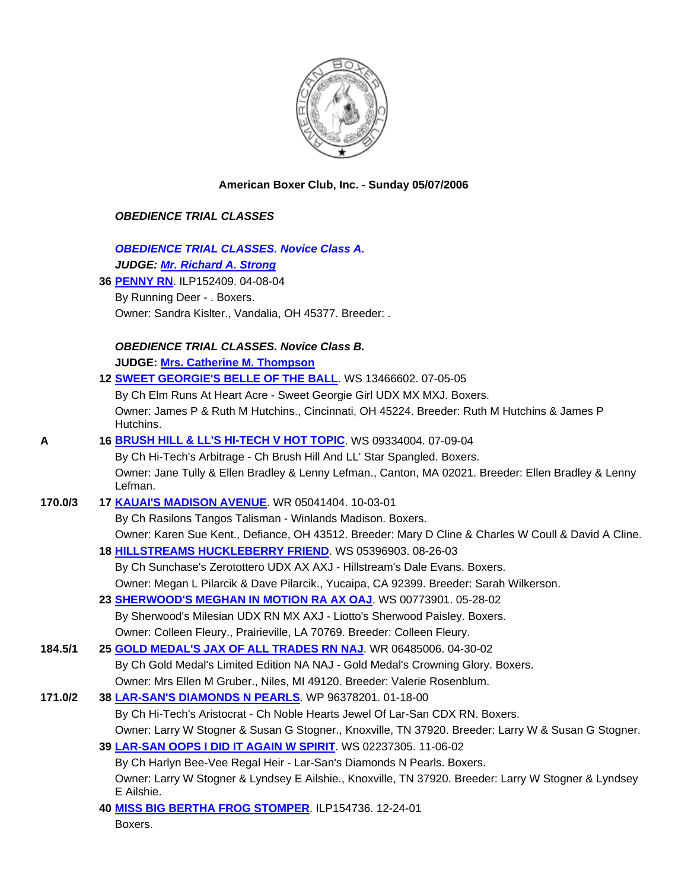**American Boxer Club, Inc. - Sunday 05/07/2006**

***OBEDIENCE TRIAL CLASSES***

***OBEDIENCE TRIAL CLASSES. Novice Class A.***

***JUDGE: Mr. Richard A. Strong***

**36 PENNY RN**. ILP152409. 04-08-04
By Running Deer - . Boxers.
Owner: Sandra Kislter., Vandalia, OH 45377. Breeder: .

***OBEDIENCE TRIAL CLASSES. Novice Class B.***

***JUDGE: Mrs. Catherine M. Thompson***

**12 SWEET GEORGIE'S BELLE OF THE BALL**. WS 13466602. 07-05-05
By Ch Elm Runs At Heart Acre - Sweet Georgie Girl UDX MX MXJ. Boxers.
Owner: James P & Ruth M Hutchins., Cincinnati, OH 45224. Breeder: Ruth M Hutchins & James P Hutchins.

**A** — **16 BRUSH HILL & LL'S HI-TECH V HOT TOPIC**. WS 09334004. 07-09-04
By Ch Hi-Tech's Arbitrage - Ch Brush Hill And LL' Star Spangled. Boxers.
Owner: Jane Tully & Ellen Bradley & Lenny Lefman., Canton, MA 02021. Breeder: Ellen Bradley & Lenny Lefman.

**170.0/3** — **17 KAUAI'S MADISON AVENUE**. WR 05041404. 10-03-01
By Ch Rasilons Tangos Talisman - Winlands Madison. Boxers.
Owner: Karen Sue Kent., Defiance, OH 43512. Breeder: Mary D Cline & Charles W Coull & David A Cline.

**18 HILLSTREAMS HUCKLEBERRY FRIEND**. WS 05396903. 08-26-03
By Ch Sunchase's Zerotottero UDX AX AXJ - Hillstream's Dale Evans. Boxers.
Owner: Megan L Pilarcik & Dave Pilarcik., Yucaipa, CA 92399. Breeder: Sarah Wilkerson.

**23 SHERWOOD'S MEGHAN IN MOTION RA AX OAJ**. WS 00773901. 05-28-02
By Sherwood's Milesian UDX RN MX AXJ - Liotto's Sherwood Paisley. Boxers.
Owner: Colleen Fleury., Prairieville, LA 70769. Breeder: Colleen Fleury.

**184.5/1** — **25 GOLD MEDAL'S JAX OF ALL TRADES RN NAJ**. WR 06485006. 04-30-02
By Ch Gold Medal's Limited Edition NA NAJ - Gold Medal's Crowning Glory. Boxers.
Owner: Mrs Ellen M Gruber., Niles, MI 49120. Breeder: Valerie Rosenblum.

**171.0/2** — **38 LAR-SAN'S DIAMONDS N PEARLS**. WP 96378201. 01-18-00
By Ch Hi-Tech's Aristocrat - Ch Noble Hearts Jewel Of Lar-San CDX RN. Boxers.
Owner: Larry W Stogner & Susan G Stogner., Knoxville, TN 37920. Breeder: Larry W & Susan G Stogner.

**39 LAR-SAN OOPS I DID IT AGAIN W SPIRIT**. WS 02237305. 11-06-02
By Ch Harlyn Bee-Vee Regal Heir - Lar-San's Diamonds N Pearls. Boxers.
Owner: Larry W Stogner & Lyndsey E Ailshie., Knoxville, TN 37920. Breeder: Larry W Stogner & Lyndsey E Ailshie.

**40 MISS BIG BERTHA FROG STOMPER**. ILP154736. 12-24-01
Boxers.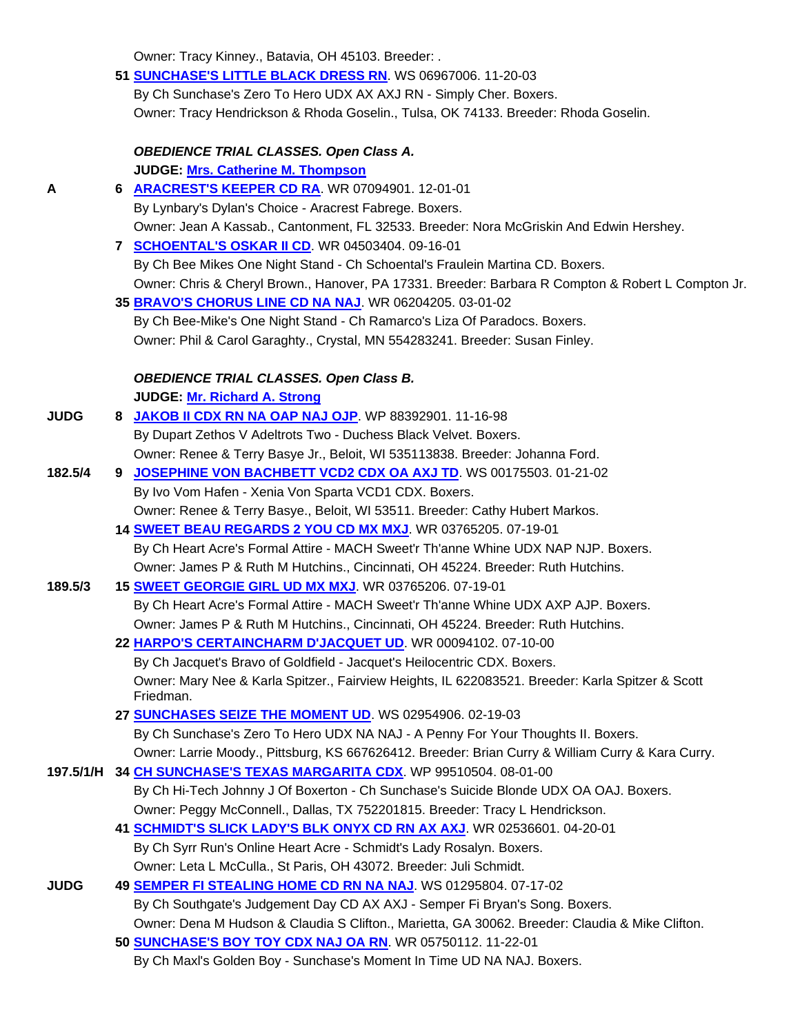Owner: Tracy Kinney., Batavia, OH 45103. Breeder: .

51 **SUNCHASE'S LITTLE BLACK DRESS RN**. WS 06967006. 11-20-03
By Ch Sunchase's Zero To Hero UDX AX AXJ RN - Simply Cher. Boxers.
Owner: Tracy Hendrickson & Rhoda Goselin., Tulsa, OK 74133. Breeder: Rhoda Goselin.

***OBEDIENCE TRIAL CLASSES. Open Class A.***

**JUDGE: Mrs. Catherine M. Thompson**

A 6 **ARACREST'S KEEPER CD RA**. WR 07094901. 12-01-01
By Lynbary's Dylan's Choice - Aracrest Fabrege. Boxers.
Owner: Jean A Kassab., Cantonment, FL 32533. Breeder: Nora McGriskin And Edwin Hershey.

7 **SCHOENTAL'S OSKAR II CD**. WR 04503404. 09-16-01
By Ch Bee Mikes One Night Stand - Ch Schoental's Fraulein Martina CD. Boxers.
Owner: Chris & Cheryl Brown., Hanover, PA 17331. Breeder: Barbara R Compton & Robert L Compton Jr.

35 **BRAVO'S CHORUS LINE CD NA NAJ**. WR 06204205. 03-01-02
By Ch Bee-Mike's One Night Stand - Ch Ramarco's Liza Of Paradocs. Boxers.
Owner: Phil & Carol Garaghty., Crystal, MN 554283241. Breeder: Susan Finley.

***OBEDIENCE TRIAL CLASSES. Open Class B.***

**JUDGE: Mr. Richard A. Strong**

JUDG 8 **JAKOB II CDX RN NA OAP NAJ OJP**. WP 88392901. 11-16-98
By Dupart Zethos V Adeltrots Two - Duchess Black Velvet. Boxers.
Owner: Renee & Terry Basye Jr., Beloit, WI 535113838. Breeder: Johanna Ford.

182.5/4 9 **JOSEPHINE VON BACHBETT VCD2 CDX OA AXJ TD**. WS 00175503. 01-21-02
By Ivo Vom Hafen - Xenia Von Sparta VCD1 CDX. Boxers.
Owner: Renee & Terry Basye., Beloit, WI 53511. Breeder: Cathy Hubert Markos.

14 **SWEET BEAU REGARDS 2 YOU CD MX MXJ**. WR 03765205. 07-19-01
By Ch Heart Acre's Formal Attire - MACH Sweet'r Th'anne Whine UDX NAP NJP. Boxers.
Owner: James P & Ruth M Hutchins., Cincinnati, OH 45224. Breeder: Ruth Hutchins.

189.5/3 15 **SWEET GEORGIE GIRL UD MX MXJ**. WR 03765206. 07-19-01
By Ch Heart Acre's Formal Attire - MACH Sweet'r Th'anne Whine UDX AXP AJP. Boxers.
Owner: James P & Ruth M Hutchins., Cincinnati, OH 45224. Breeder: Ruth Hutchins.

22 **HARPO'S CERTAINCHARM D'JACQUET UD**. WR 00094102. 07-10-00
By Ch Jacquet's Bravo of Goldfield - Jacquet's Heilocentric CDX. Boxers.
Owner: Mary Nee & Karla Spitzer., Fairview Heights, IL 622083521. Breeder: Karla Spitzer & Scott Friedman.

27 **SUNCHASES SEIZE THE MOMENT UD**. WS 02954906. 02-19-03
By Ch Sunchase's Zero To Hero UDX NA NAJ - A Penny For Your Thoughts II. Boxers.
Owner: Larrie Moody., Pittsburg, KS 667626412. Breeder: Brian Curry & William Curry & Kara Curry.

197.5/1/H 34 **CH SUNCHASE'S TEXAS MARGARITA CDX**. WP 99510504. 08-01-00
By Ch Hi-Tech Johnny J Of Boxerton - Ch Sunchase's Suicide Blonde UDX OA OAJ. Boxers.
Owner: Peggy McConnell., Dallas, TX 752201815. Breeder: Tracy L Hendrickson.

41 **SCHMIDT'S SLICK LADY'S BLK ONYX CD RN AX AXJ**. WR 02536601. 04-20-01
By Ch Syrr Run's Online Heart Acre - Schmidt's Lady Rosalyn. Boxers.
Owner: Leta L McCulla., St Paris, OH 43072. Breeder: Juli Schmidt.

JUDG 49 **SEMPER FI STEALING HOME CD RN NA NAJ**. WS 01295804. 07-17-02
By Ch Southgate's Judgement Day CD AX AXJ - Semper Fi Bryan's Song. Boxers.
Owner: Dena M Hudson & Claudia S Clifton., Marietta, GA 30062. Breeder: Claudia & Mike Clifton.

50 **SUNCHASE'S BOY TOY CDX NAJ OA RN**. WR 05750112. 11-22-01
By Ch Maxl's Golden Boy - Sunchase's Moment In Time UD NA NAJ. Boxers.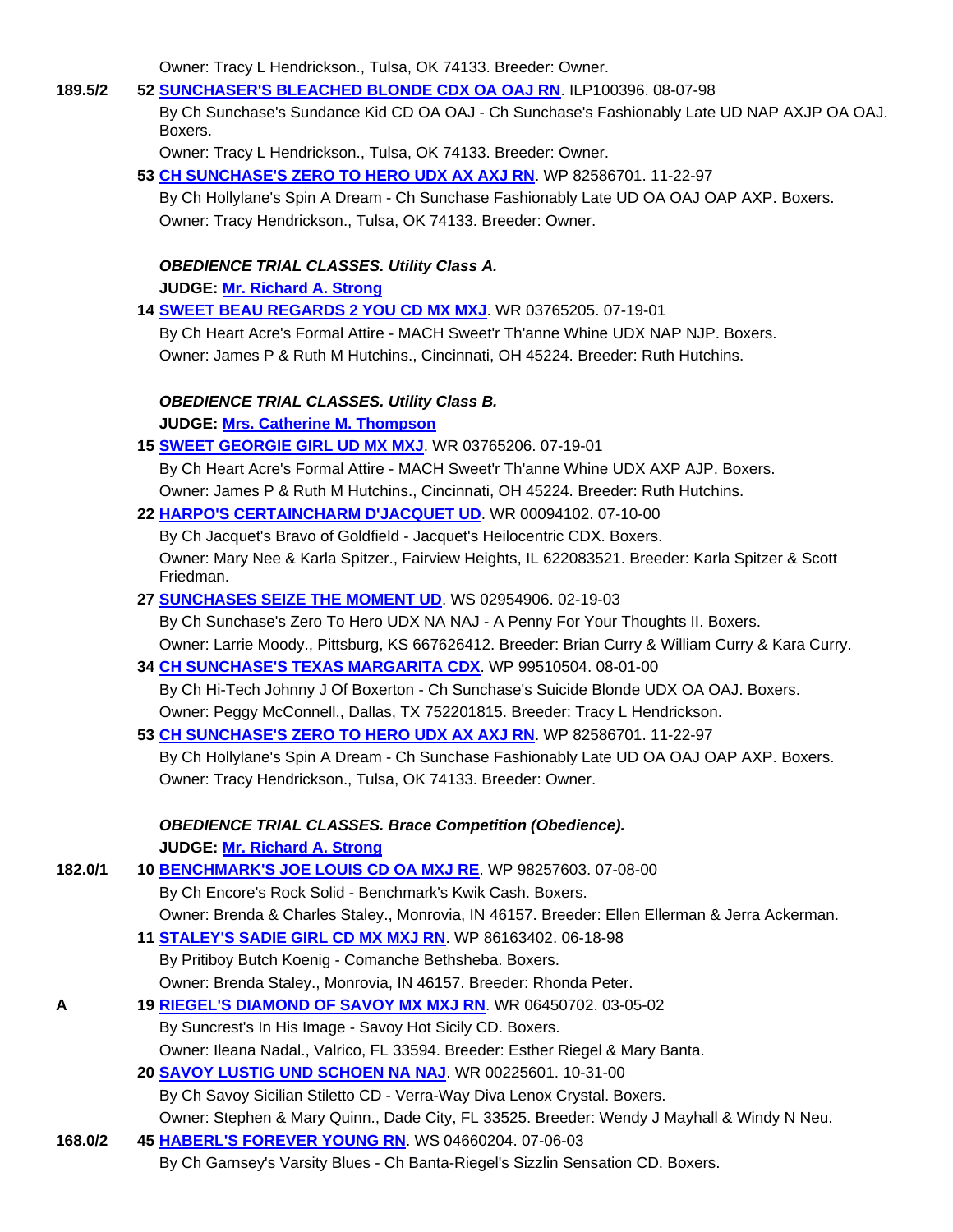Owner: Tracy L Hendrickson., Tulsa, OK 74133. Breeder: Owner.

**189.5/2** **52** **SUNCHASER'S BLEACHED BLONDE CDX OA OAJ RN**. ILP100396. 08-07-98

By Ch Sunchase's Sundance Kid CD OA OAJ - Ch Sunchase's Fashionably Late UD NAP AXJP OA OAJ. Boxers.

Owner: Tracy L Hendrickson., Tulsa, OK 74133. Breeder: Owner.

**53** **CH SUNCHASE'S ZERO TO HERO UDX AX AXJ RN**. WP 82586701. 11-22-97

By Ch Hollylane's Spin A Dream - Ch Sunchase Fashionably Late UD OA OAJ OAP AXP. Boxers.

Owner: Tracy Hendrickson., Tulsa, OK 74133. Breeder: Owner.

***OBEDIENCE TRIAL CLASSES. Utility Class A.***

**JUDGE: Mr. Richard A. Strong**

**14** **SWEET BEAU REGARDS 2 YOU CD MX MXJ**. WR 03765205. 07-19-01

By Ch Heart Acre's Formal Attire - MACH Sweet'r Th'anne Whine UDX NAP NJP. Boxers.

Owner: James P & Ruth M Hutchins., Cincinnati, OH 45224. Breeder: Ruth Hutchins.

***OBEDIENCE TRIAL CLASSES. Utility Class B.***

**JUDGE: Mrs. Catherine M. Thompson**

**15** **SWEET GEORGIE GIRL UD MX MXJ**. WR 03765206. 07-19-01

By Ch Heart Acre's Formal Attire - MACH Sweet'r Th'anne Whine UDX AXP AJP. Boxers.

Owner: James P & Ruth M Hutchins., Cincinnati, OH 45224. Breeder: Ruth Hutchins.

**22** **HARPO'S CERTAINCHARM D'JACQUET UD**. WR 00094102. 07-10-00

By Ch Jacquet's Bravo of Goldfield - Jacquet's Heilocentric CDX. Boxers.

Owner: Mary Nee & Karla Spitzer., Fairview Heights, IL 622083521. Breeder: Karla Spitzer & Scott Friedman.

**27** **SUNCHASES SEIZE THE MOMENT UD**. WS 02954906. 02-19-03

By Ch Sunchase's Zero To Hero UDX NA NAJ - A Penny For Your Thoughts II. Boxers.

Owner: Larrie Moody., Pittsburg, KS 667626412. Breeder: Brian Curry & William Curry & Kara Curry.

**34** **CH SUNCHASE'S TEXAS MARGARITA CDX**. WP 99510504. 08-01-00

By Ch Hi-Tech Johnny J Of Boxerton - Ch Sunchase's Suicide Blonde UDX OA OAJ. Boxers.

Owner: Peggy McConnell., Dallas, TX 752201815. Breeder: Tracy L Hendrickson.

**53** **CH SUNCHASE'S ZERO TO HERO UDX AX AXJ RN**. WP 82586701. 11-22-97

By Ch Hollylane's Spin A Dream - Ch Sunchase Fashionably Late UD OA OAJ OAP AXP. Boxers.

Owner: Tracy Hendrickson., Tulsa, OK 74133. Breeder: Owner.

***OBEDIENCE TRIAL CLASSES. Brace Competition (Obedience).***

**JUDGE: Mr. Richard A. Strong**

**182.0/1** **10** **BENCHMARK'S JOE LOUIS CD OA MXJ RE**. WP 98257603. 07-08-00

By Ch Encore's Rock Solid - Benchmark's Kwik Cash. Boxers.

Owner: Brenda & Charles Staley., Monrovia, IN 46157. Breeder: Ellen Ellerman & Jerra Ackerman.

**11** **STALEY'S SADIE GIRL CD MX MXJ RN**. WP 86163402. 06-18-98

By Pritiboy Butch Koenig - Comanche Bethsheba. Boxers.

Owner: Brenda Staley., Monrovia, IN 46157. Breeder: Rhonda Peter.

**A** **19** **RIEGEL'S DIAMOND OF SAVOY MX MXJ RN**. WR 06450702. 03-05-02

By Suncrest's In His Image - Savoy Hot Sicily CD. Boxers.

Owner: Ileana Nadal., Valrico, FL 33594. Breeder: Esther Riegel & Mary Banta.

**20** **SAVOY LUSTIG UND SCHOEN NA NAJ**. WR 00225601. 10-31-00

By Ch Savoy Sicilian Stiletto CD - Verra-Way Diva Lenox Crystal. Boxers.

Owner: Stephen & Mary Quinn., Dade City, FL 33525. Breeder: Wendy J Mayhall & Windy N Neu.

**168.0/2** **45** **HABERL'S FOREVER YOUNG RN**. WS 04660204. 07-06-03

By Ch Garnsey's Varsity Blues - Ch Banta-Riegel's Sizzlin Sensation CD. Boxers.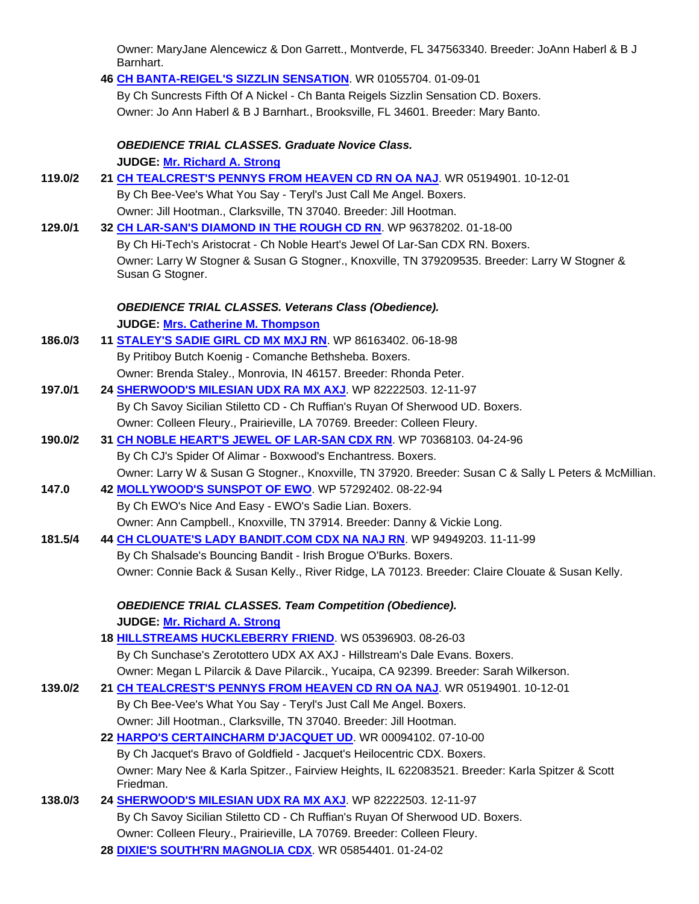Owner: MaryJane Alencewicz & Don Garrett., Montverde, FL 347563340. Breeder: JoAnn Haberl & B J Barnhart.

**46 CH BANTA-REIGEL'S SIZZLIN SENSATION**. WR 01055704. 01-09-01
By Ch Suncrests Fifth Of A Nickel - Ch Banta Reigels Sizzlin Sensation CD. Boxers.
Owner: Jo Ann Haberl & B J Barnhart., Brooksville, FL 34601. Breeder: Mary Banto.

***OBEDIENCE TRIAL CLASSES. Graduate Novice Class.***

**JUDGE: Mr. Richard A. Strong**

**119.0/2** **21 CH TEALCREST'S PENNYS FROM HEAVEN CD RN OA NAJ**. WR 05194901. 10-12-01
By Ch Bee-Vee's What You Say - Teryl's Just Call Me Angel. Boxers.
Owner: Jill Hootman., Clarksville, TN 37040. Breeder: Jill Hootman.

**129.0/1** **32 CH LAR-SAN'S DIAMOND IN THE ROUGH CD RN**. WP 96378202. 01-18-00
By Ch Hi-Tech's Aristocrat - Ch Noble Heart's Jewel Of Lar-San CDX RN. Boxers.
Owner: Larry W Stogner & Susan G Stogner., Knoxville, TN 379209535. Breeder: Larry W Stogner & Susan G Stogner.

***OBEDIENCE TRIAL CLASSES. Veterans Class (Obedience).***

**JUDGE: Mrs. Catherine M. Thompson**

**186.0/3** **11 STALEY'S SADIE GIRL CD MX MXJ RN**. WP 86163402. 06-18-98
By Pritiboy Butch Koenig - Comanche Bethsheba. Boxers.
Owner: Brenda Staley., Monrovia, IN 46157. Breeder: Rhonda Peter.

**197.0/1** **24 SHERWOOD'S MILESIAN UDX RA MX AXJ**. WP 82222503. 12-11-97
By Ch Savoy Sicilian Stiletto CD - Ch Ruffian's Ruyan Of Sherwood UD. Boxers.
Owner: Colleen Fleury., Prairieville, LA 70769. Breeder: Colleen Fleury.

**190.0/2** **31 CH NOBLE HEART'S JEWEL OF LAR-SAN CDX RN**. WP 70368103. 04-24-96
By Ch CJ's Spider Of Alimar - Boxwood's Enchantress. Boxers.
Owner: Larry W & Susan G Stogner., Knoxville, TN 37920. Breeder: Susan C & Sally L Peters & McMillian.

**147.0** **42 MOLLYWOOD'S SUNSPOT OF EWO**. WP 57292402. 08-22-94
By Ch EWO's Nice And Easy - EWO's Sadie Lian. Boxers.
Owner: Ann Campbell., Knoxville, TN 37914. Breeder: Danny & Vickie Long.

**181.5/4** **44 CH CLOUATE'S LADY BANDIT.COM CDX NA NAJ RN**. WP 94949203. 11-11-99
By Ch Shalsade's Bouncing Bandit - Irish Brogue O'Burks. Boxers.
Owner: Connie Back & Susan Kelly., River Ridge, LA 70123. Breeder: Claire Clouate & Susan Kelly.

***OBEDIENCE TRIAL CLASSES. Team Competition (Obedience).***

**JUDGE: Mr. Richard A. Strong**

**18 HILLSTREAMS HUCKLEBERRY FRIEND**. WS 05396903. 08-26-03
By Ch Sunchase's Zerotottero UDX AX AXJ - Hillstream's Dale Evans. Boxers.
Owner: Megan L Pilarcik & Dave Pilarcik., Yucaipa, CA 92399. Breeder: Sarah Wilkerson.

**139.0/2** **21 CH TEALCREST'S PENNYS FROM HEAVEN CD RN OA NAJ**. WR 05194901. 10-12-01
By Ch Bee-Vee's What You Say - Teryl's Just Call Me Angel. Boxers.
Owner: Jill Hootman., Clarksville, TN 37040. Breeder: Jill Hootman.

**22 HARPO'S CERTAINCHARM D'JACQUET UD**. WR 00094102. 07-10-00
By Ch Jacquet's Bravo of Goldfield - Jacquet's Heilocentric CDX. Boxers.
Owner: Mary Nee & Karla Spitzer., Fairview Heights, IL 622083521. Breeder: Karla Spitzer & Scott Friedman.

**138.0/3** **24 SHERWOOD'S MILESIAN UDX RA MX AXJ**. WP 82222503. 12-11-97
By Ch Savoy Sicilian Stiletto CD - Ch Ruffian's Ruyan Of Sherwood UD. Boxers.
Owner: Colleen Fleury., Prairieville, LA 70769. Breeder: Colleen Fleury.

**28 DIXIE'S SOUTH'RN MAGNOLIA CDX**. WR 05854401. 01-24-02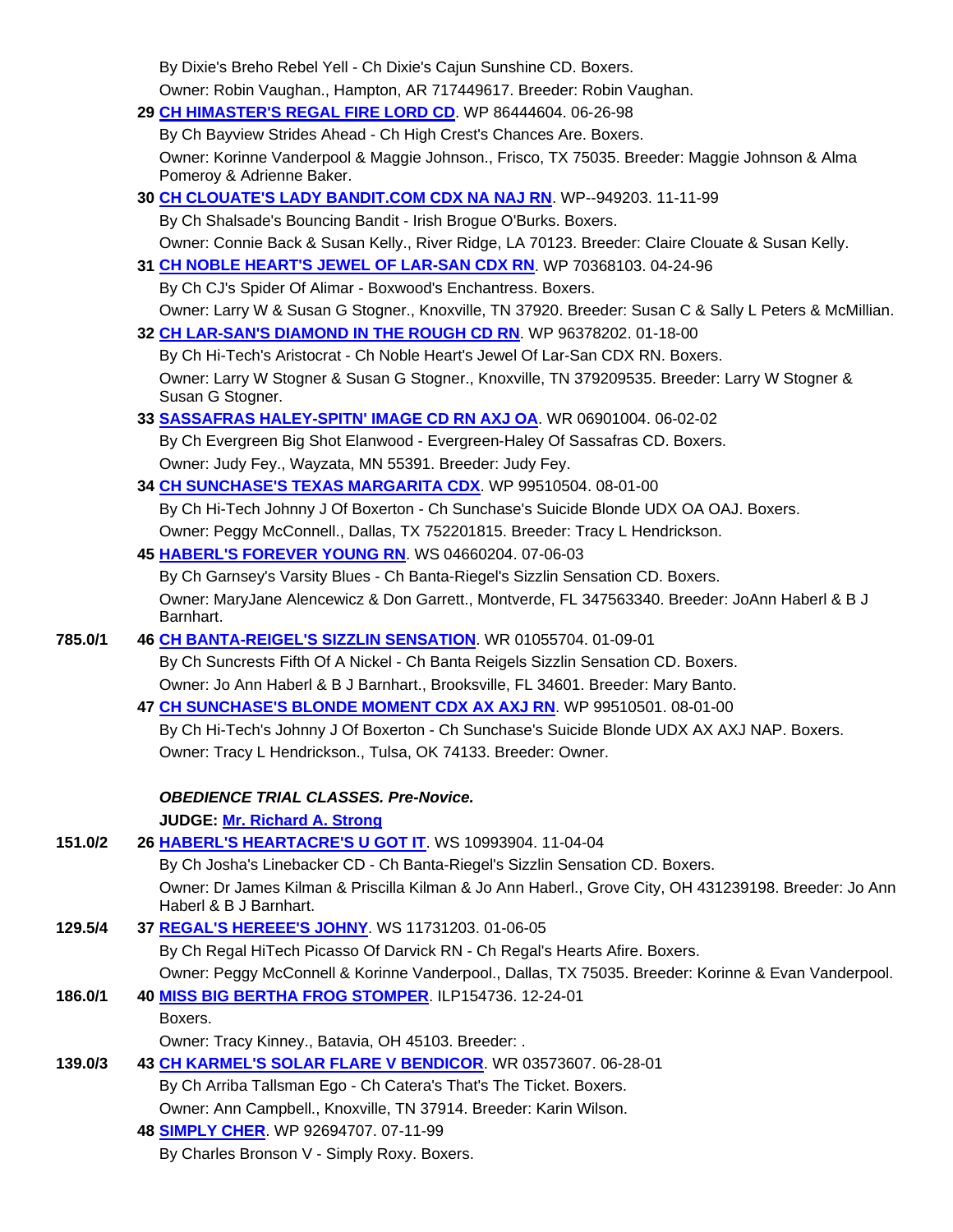By Dixie's Breho Rebel Yell - Ch Dixie's Cajun Sunshine CD. Boxers.
Owner: Robin Vaughan., Hampton, AR 717449617. Breeder: Robin Vaughan.

**29** **CH HIMASTER'S REGAL FIRE LORD CD**. WP 86444604. 06-26-98
By Ch Bayview Strides Ahead - Ch High Crest's Chances Are. Boxers.
Owner: Korinne Vanderpool & Maggie Johnson., Frisco, TX 75035. Breeder: Maggie Johnson & Alma Pomeroy & Adrienne Baker.

**30** **CH CLOUATE'S LADY BANDIT.COM CDX NA NAJ RN**. WP--949203. 11-11-99
By Ch Shalsade's Bouncing Bandit - Irish Brogue O'Burks. Boxers.
Owner: Connie Back & Susan Kelly., River Ridge, LA 70123. Breeder: Claire Clouate & Susan Kelly.

**31** **CH NOBLE HEART'S JEWEL OF LAR-SAN CDX RN**. WP 70368103. 04-24-96
By Ch CJ's Spider Of Alimar - Boxwood's Enchantress. Boxers.
Owner: Larry W & Susan G Stogner., Knoxville, TN 37920. Breeder: Susan C & Sally L Peters & McMillian.

**32** **CH LAR-SAN'S DIAMOND IN THE ROUGH CD RN**. WP 96378202. 01-18-00
By Ch Hi-Tech's Aristocrat - Ch Noble Heart's Jewel Of Lar-San CDX RN. Boxers.
Owner: Larry W Stogner & Susan G Stogner., Knoxville, TN 379209535. Breeder: Larry W Stogner & Susan G Stogner.

**33** **SASSAFRAS HALEY-SPITN' IMAGE CD RN AXJ OA**. WR 06901004. 06-02-02
By Ch Evergreen Big Shot Elanwood - Evergreen-Haley Of Sassafras CD. Boxers.
Owner: Judy Fey., Wayzata, MN 55391. Breeder: Judy Fey.

**34** **CH SUNCHASE'S TEXAS MARGARITA CDX**. WP 99510504. 08-01-00
By Ch Hi-Tech Johnny J Of Boxerton - Ch Sunchase's Suicide Blonde UDX OA OAJ. Boxers.
Owner: Peggy McConnell., Dallas, TX 752201815. Breeder: Tracy L Hendrickson.

**45** **HABERL'S FOREVER YOUNG RN**. WS 04660204. 07-06-03
By Ch Garnsey's Varsity Blues - Ch Banta-Riegel's Sizzlin Sensation CD. Boxers.
Owner: MaryJane Alencewicz & Don Garrett., Montverde, FL 347563340. Breeder: JoAnn Haberl & B J Barnhart.

**785.0/1** **46** **CH BANTA-REIGEL'S SIZZLIN SENSATION**. WR 01055704. 01-09-01
By Ch Suncrests Fifth Of A Nickel - Ch Banta Reigels Sizzlin Sensation CD. Boxers.
Owner: Jo Ann Haberl & B J Barnhart., Brooksville, FL 34601. Breeder: Mary Banto.

**47** **CH SUNCHASE'S BLONDE MOMENT CDX AX AXJ RN**. WP 99510501. 08-01-00
By Ch Hi-Tech's Johnny J Of Boxerton - Ch Sunchase's Suicide Blonde UDX AX AXJ NAP. Boxers.
Owner: Tracy L Hendrickson., Tulsa, OK 74133. Breeder: Owner.

***OBEDIENCE TRIAL CLASSES. Pre-Novice.***

**JUDGE: Mr. Richard A. Strong**

**151.0/2** **26** **HABERL'S HEARTACRE'S U GOT IT**. WS 10993904. 11-04-04
By Ch Josha's Linebacker CD - Ch Banta-Riegel's Sizzlin Sensation CD. Boxers.
Owner: Dr James Kilman & Priscilla Kilman & Jo Ann Haberl., Grove City, OH 431239198. Breeder: Jo Ann Haberl & B J Barnhart.

**129.5/4** **37** **REGAL'S HEREEE'S JOHNY**. WS 11731203. 01-06-05
By Ch Regal HiTech Picasso Of Darvick RN - Ch Regal's Hearts Afire. Boxers.
Owner: Peggy McConnell & Korinne Vanderpool., Dallas, TX 75035. Breeder: Korinne & Evan Vanderpool.

**186.0/1** **40** **MISS BIG BERTHA FROG STOMPER**. ILP154736. 12-24-01
Boxers.
Owner: Tracy Kinney., Batavia, OH 45103. Breeder: .

**139.0/3** **43** **CH KARMEL'S SOLAR FLARE V BENDICOR**. WR 03573607. 06-28-01
By Ch Arriba Tallsman Ego - Ch Catera's That's The Ticket. Boxers.
Owner: Ann Campbell., Knoxville, TN 37914. Breeder: Karin Wilson.

**48** **SIMPLY CHER**. WP 92694707. 07-11-99
By Charles Bronson V - Simply Roxy. Boxers.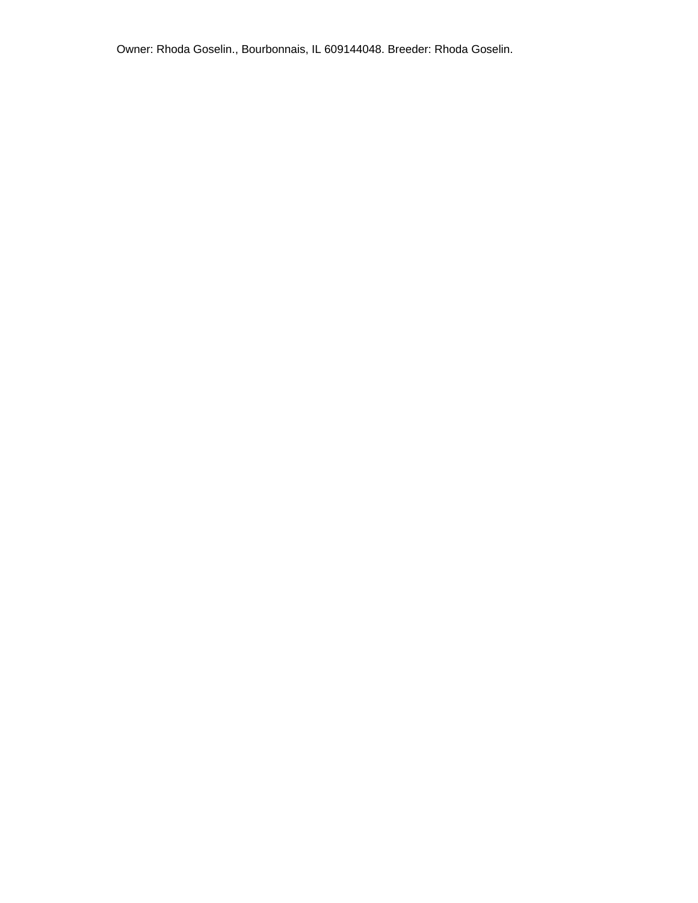Owner: Rhoda Goselin., Bourbonnais, IL 609144048. Breeder: Rhoda Goselin.